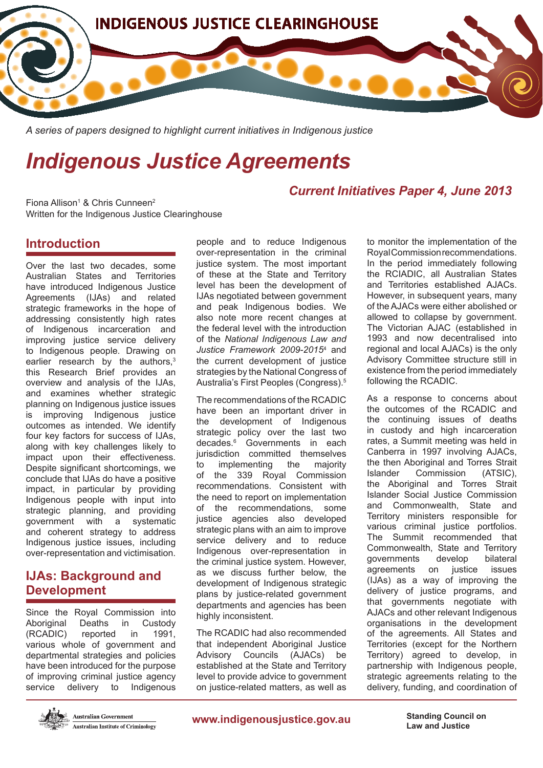# Indigenous Justice Clearinghouse

*A series of papers designed to highlight current initiatives in Indigenous justice*

# *Indigenous Justice Agreements*

## *Current Initiatives Paper 4, June 2013*

Fiona Allison[1] & Chris Cunneen[2]
Written for the Indigenous Justice Clearinghouse

## Introduction

Over the last two decades, some Australian States and Territories have introduced Indigenous Justice Agreements (IJAs) and related strategic frameworks in the hope of addressing consistently high rates of Indigenous incarceration and improving justice service delivery to Indigenous people. Drawing on earlier research by the authors,[3] this Research Brief provides an overview and analysis of the IJAs, and examines whether strategic planning on Indigenous justice issues is improving Indigenous justice outcomes as intended. We identify four key factors for success of IJAs, along with key challenges likely to impact upon their effectiveness. Despite significant shortcomings, we conclude that IJAs do have a positive impact, in particular by providing Indigenous people with input into strategic planning, and providing government with a systematic and coherent strategy to address Indigenous justice issues, including over-representation and victimisation.

## IJAs: Background and Development

Since the Royal Commission into Aboriginal Deaths in Custody (RCADIC) reported in 1991, various whole of government and departmental strategies and policies have been introduced for the purpose of improving criminal justice agency service delivery to Indigenous people and to reduce Indigenous over-representation in the criminal justice system. The most important of these at the State and Territory level has been the development of IJAs negotiated between government and peak Indigenous bodies. We also note more recent changes at the federal level with the introduction of the *National Indigenous Law and Justice Framework 2009-2015*[4] and the current development of justice strategies by the National Congress of Australia's First Peoples (Congress).[5]

The recommendations of the RCADIC have been an important driver in the development of Indigenous strategic policy over the last two decades.[6] Governments in each jurisdiction committed themselves to implementing the majority of the 339 Royal Commission recommendations. Consistent with the need to report on implementation of the recommendations, some justice agencies also developed strategic plans with an aim to improve service delivery and to reduce Indigenous over-representation in the criminal justice system. However, as we discuss further below, the development of Indigenous strategic plans by justice-related government departments and agencies has been highly inconsistent.

The RCADIC had also recommended that independent Aboriginal Justice Advisory Councils (AJACs) be established at the State and Territory level to provide advice to government on justice-related matters, as well as to monitor the implementation of the Royal Commission recommendations. In the period immediately following the RCADIC, all Australian States and Territories established AJACs. However, in subsequent years, many of the AJACs were either abolished or allowed to collapse by government. The Victorian AJAC (established in 1993 and now decentralised into regional and local AJACs) is the only Advisory Committee structure still in existence from the period immediately following the RCADIC.

As a response to concerns about the outcomes of the RCADIC and the continuing issues of deaths in custody and high incarceration rates, a Summit meeting was held in Canberra in 1997 involving AJACs, the then Aboriginal and Torres Strait Islander Commission (ATSIC), the Aboriginal and Torres Strait Islander Social Justice Commission and Commonwealth, State and Territory ministers responsible for various criminal justice portfolios. The Summit recommended that Commonwealth, State and Territory governments develop bilateral agreements on justice issues (IJAs) as a way of improving the delivery of justice programs, and that governments negotiate with AJACs and other relevant Indigenous organisations in the development of the agreements. All States and Territories (except for the Northern Territory) agreed to develop, in partnership with Indigenous people, strategic agreements relating to the delivery, funding, and coordination of

Australian Government
Australian Institute of Criminology

www.indigenousjustice.gov.au

Standing Council on Law and Justice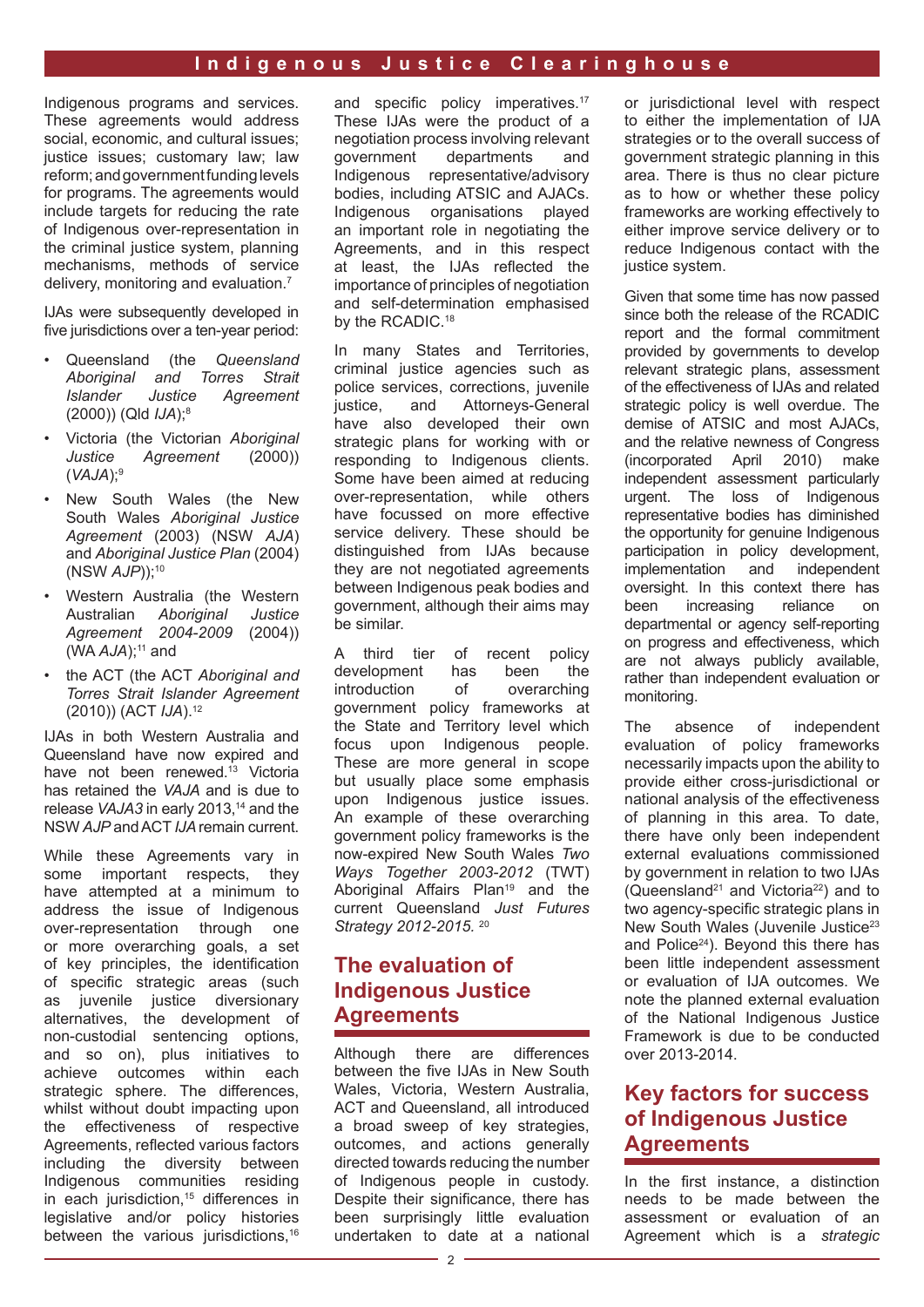Indigenous programs and services. These agreements would address social, economic, and cultural issues; justice issues; customary law; law reform; and government funding levels for programs. The agreements would include targets for reducing the rate of Indigenous over-representation in the criminal justice system, planning mechanisms, methods of service delivery, monitoring and evaluation.[7]

IJAs were subsequently developed in five jurisdictions over a ten-year period:

- Queensland (the *Queensland Aboriginal and Torres Strait Islander Justice Agreement* (2000)) (Qld *IJA*);[8]
- Victoria (the Victorian *Aboriginal Justice Agreement* (2000)) (*VAJA*);[9]
- New South Wales (the New South Wales *Aboriginal Justice Agreement* (2003) (NSW *AJA*) and *Aboriginal Justice Plan* (2004) (NSW *AJP*));[10]
- Western Australia (the Western Australian *Aboriginal Justice Agreement 2004-2009* (2004)) (WA *AJA*);[11] and
- the ACT (the ACT *Aboriginal and Torres Strait Islander Agreement* (2010)) (ACT *IJA*).[12]

IJAs in both Western Australia and Queensland have now expired and have not been renewed.[13] Victoria has retained the *VAJA* and is due to release *VAJA3* in early 2013,[14] and the NSW *AJP* and ACT *IJA* remain current.

While these Agreements vary in some important respects, they have attempted at a minimum to address the issue of Indigenous over-representation through one or more overarching goals, a set of key principles, the identification of specific strategic areas (such as juvenile justice diversionary alternatives, the development of non-custodial sentencing options, and so on), plus initiatives to achieve outcomes within each strategic sphere. The differences, whilst without doubt impacting upon the effectiveness of respective Agreements, reflected various factors including the diversity between Indigenous communities residing in each jurisdiction,[15] differences in legislative and/or policy histories between the various jurisdictions,[16] and specific policy imperatives.[17] These IJAs were the product of a negotiation process involving relevant government departments and Indigenous representative/advisory bodies, including ATSIC and AJACs. Indigenous organisations played an important role in negotiating the Agreements, and in this respect at least, the IJAs reflected the importance of principles of negotiation and self-determination emphasised by the RCADIC.[18]

In many States and Territories, criminal justice agencies such as police services, corrections, juvenile justice, and Attorneys-General have also developed their own strategic plans for working with or responding to Indigenous clients. Some have been aimed at reducing over-representation, while others have focussed on more effective service delivery. These should be distinguished from IJAs because they are not negotiated agreements between Indigenous peak bodies and government, although their aims may be similar.

A third tier of recent policy development has been the introduction of overarching government policy frameworks at the State and Territory level which focus upon Indigenous people. These are more general in scope but usually place some emphasis upon Indigenous justice issues. An example of these overarching government policy frameworks is the now-expired New South Wales *Two Ways Together 2003-2012* (TWT) Aboriginal Affairs Plan[19] and the current Queensland *Just Futures Strategy 2012-2015.*[20]

## The evaluation of Indigenous Justice Agreements

Although there are differences between the five IJAs in New South Wales, Victoria, Western Australia, ACT and Queensland, all introduced a broad sweep of key strategies, outcomes, and actions generally directed towards reducing the number of Indigenous people in custody. Despite their significance, there has been surprisingly little evaluation undertaken to date at a national or jurisdictional level with respect to either the implementation of IJA strategies or to the overall success of government strategic planning in this area. There is thus no clear picture as to how or whether these policy frameworks are working effectively to either improve service delivery or to reduce Indigenous contact with the justice system.

Given that some time has now passed since both the release of the RCADIC report and the formal commitment provided by governments to develop relevant strategic plans, assessment of the effectiveness of IJAs and related strategic policy is well overdue. The demise of ATSIC and most AJACs, and the relative newness of Congress (incorporated April 2010) make independent assessment particularly urgent. The loss of Indigenous representative bodies has diminished the opportunity for genuine Indigenous participation in policy development, implementation and independent oversight. In this context there has been increasing reliance on departmental or agency self-reporting on progress and effectiveness, which are not always publicly available, rather than independent evaluation or monitoring.

The absence of independent evaluation of policy frameworks necessarily impacts upon the ability to provide either cross-jurisdictional or national analysis of the effectiveness of planning in this area. To date, there have only been independent external evaluations commissioned by government in relation to two IJAs (Queensland[21] and Victoria[22]) and to two agency-specific strategic plans in New South Wales (Juvenile Justice[23] and Police[24]). Beyond this there has been little independent assessment or evaluation of IJA outcomes. We note the planned external evaluation of the National Indigenous Justice Framework is due to be conducted over 2013-2014.

## Key factors for success of Indigenous Justice Agreements

In the first instance, a distinction needs to be made between the assessment or evaluation of an Agreement which is a *strategic*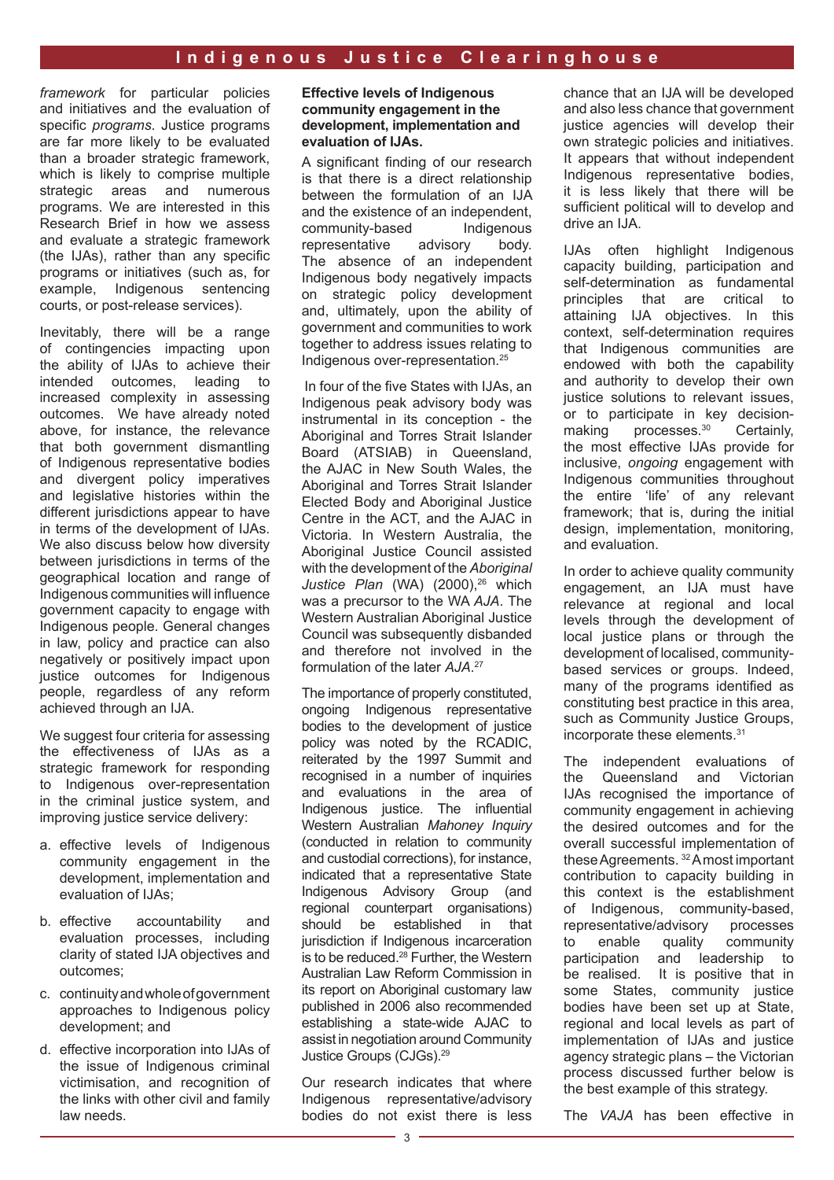*framework* for particular policies and initiatives and the evaluation of specific *programs*. Justice programs are far more likely to be evaluated than a broader strategic framework, which is likely to comprise multiple strategic areas and numerous programs. We are interested in this Research Brief in how we assess and evaluate a strategic framework (the IJAs), rather than any specific programs or initiatives (such as, for example, Indigenous sentencing courts, or post-release services).

Inevitably, there will be a range of contingencies impacting upon the ability of IJAs to achieve their intended outcomes, leading to increased complexity in assessing outcomes. We have already noted above, for instance, the relevance that both government dismantling of Indigenous representative bodies and divergent policy imperatives and legislative histories within the different jurisdictions appear to have in terms of the development of IJAs. We also discuss below how diversity between jurisdictions in terms of the geographical location and range of Indigenous communities will influence government capacity to engage with Indigenous people. General changes in law, policy and practice can also negatively or positively impact upon justice outcomes for Indigenous people, regardless of any reform achieved through an IJA.

We suggest four criteria for assessing the effectiveness of IJAs as a strategic framework for responding to Indigenous over-representation in the criminal justice system, and improving justice service delivery:

a. effective levels of Indigenous community engagement in the development, implementation and evaluation of IJAs;

b. effective accountability and evaluation processes, including clarity of stated IJA objectives and outcomes;

c. continuity and whole of government approaches to Indigenous policy development; and

d. effective incorporation into IJAs of the issue of Indigenous criminal victimisation, and recognition of the links with other civil and family law needs.

### Effective levels of Indigenous community engagement in the development, implementation and evaluation of IJAs.

A significant finding of our research is that there is a direct relationship between the formulation of an IJA and the existence of an independent, community-based Indigenous representative advisory body. The absence of an independent Indigenous body negatively impacts on strategic policy development and, ultimately, upon the ability of government and communities to work together to address issues relating to Indigenous over-representation.[25]

In four of the five States with IJAs, an Indigenous peak advisory body was instrumental in its conception - the Aboriginal and Torres Strait Islander Board (ATSIAB) in Queensland, the AJAC in New South Wales, the Aboriginal and Torres Strait Islander Elected Body and Aboriginal Justice Centre in the ACT, and the AJAC in Victoria. In Western Australia, the Aboriginal Justice Council assisted with the development of the *Aboriginal Justice Plan* (WA) (2000),[26] which was a precursor to the WA *AJA*. The Western Australian Aboriginal Justice Council was subsequently disbanded and therefore not involved in the formulation of the later *AJA*.[27]

The importance of properly constituted, ongoing Indigenous representative bodies to the development of justice policy was noted by the RCADIC, reiterated by the 1997 Summit and recognised in a number of inquiries and evaluations in the area of Indigenous justice. The influential Western Australian *Mahoney Inquiry* (conducted in relation to community and custodial corrections), for instance, indicated that a representative State Indigenous Advisory Group (and regional counterpart organisations) should be established in that jurisdiction if Indigenous incarceration is to be reduced.[28] Further, the Western Australian Law Reform Commission in its report on Aboriginal customary law published in 2006 also recommended establishing a state-wide AJAC to assist in negotiation around Community Justice Groups (CJGs).[29]

Our research indicates that where Indigenous representative/advisory bodies do not exist there is less chance that an IJA will be developed and also less chance that government justice agencies will develop their own strategic policies and initiatives. It appears that without independent Indigenous representative bodies, it is less likely that there will be sufficient political will to develop and drive an IJA.

IJAs often highlight Indigenous capacity building, participation and self-determination as fundamental principles that are critical to attaining IJA objectives. In this context, self-determination requires that Indigenous communities are endowed with both the capability and authority to develop their own justice solutions to relevant issues, or to participate in key decision-making processes.[30] Certainly, the most effective IJAs provide for inclusive, *ongoing* engagement with Indigenous communities throughout the entire 'life' of any relevant framework; that is, during the initial design, implementation, monitoring, and evaluation.

In order to achieve quality community engagement, an IJA must have relevance at regional and local levels through the development of local justice plans or through the development of localised, community-based services or groups. Indeed, many of the programs identified as constituting best practice in this area, such as Community Justice Groups, incorporate these elements.[31]

The independent evaluations of the Queensland and Victorian IJAs recognised the importance of community engagement in achieving the desired outcomes and for the overall successful implementation of these Agreements.[32] A most important contribution to capacity building in this context is the establishment of Indigenous, community-based, representative/advisory processes to enable quality community participation and leadership to be realised. It is positive that in some States, community justice bodies have been set up at State, regional and local levels as part of implementation of IJAs and justice agency strategic plans – the Victorian process discussed further below is the best example of this strategy.

The *VAJA* has been effective in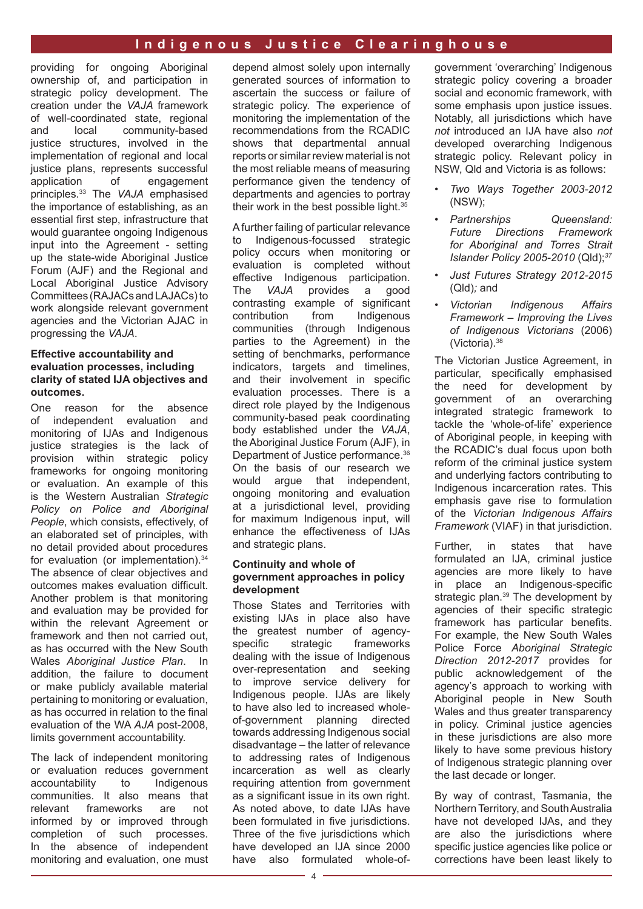providing for ongoing Aboriginal ownership of, and participation in strategic policy development. The creation under the *VAJA* framework of well-coordinated state, regional and local community-based justice structures, involved in the implementation of regional and local justice plans, represents successful application of engagement principles.[33] The *VAJA* emphasised the importance of establishing, as an essential first step, infrastructure that would guarantee ongoing Indigenous input into the Agreement - setting up the state-wide Aboriginal Justice Forum (AJF) and the Regional and Local Aboriginal Justice Advisory Committees (RAJACs and LAJACs) to work alongside relevant government agencies and the Victorian AJAC in progressing the *VAJA*.

**Effective accountability and evaluation processes, including clarity of stated IJA objectives and outcomes.**

One reason for the absence of independent evaluation and monitoring of IJAs and Indigenous justice strategies is the lack of provision within strategic policy frameworks for ongoing monitoring or evaluation. An example of this is the Western Australian *Strategic Policy on Police and Aboriginal People*, which consists, effectively, of an elaborated set of principles, with no detail provided about procedures for evaluation (or implementation).[34] The absence of clear objectives and outcomes makes evaluation difficult. Another problem is that monitoring and evaluation may be provided for within the relevant Agreement or framework and then not carried out, as has occurred with the New South Wales *Aboriginal Justice Plan*. In addition, the failure to document or make publicly available material pertaining to monitoring or evaluation, as has occurred in relation to the final evaluation of the WA *AJA* post-2008, limits government accountability.

The lack of independent monitoring or evaluation reduces government accountability to Indigenous communities. It also means that relevant frameworks are not informed by or improved through completion of such processes. In the absence of independent monitoring and evaluation, one must depend almost solely upon internally generated sources of information to ascertain the success or failure of strategic policy. The experience of monitoring the implementation of the recommendations from the RCADIC shows that departmental annual reports or similar review material is not the most reliable means of measuring performance given the tendency of departments and agencies to portray their work in the best possible light.[35]

A further failing of particular relevance to Indigenous-focussed strategic policy occurs when monitoring or evaluation is completed without effective Indigenous participation. The *VAJA* provides a good contrasting example of significant contribution from Indigenous communities (through Indigenous parties to the Agreement) in the setting of benchmarks, performance indicators, targets and timelines, and their involvement in specific evaluation processes. There is a direct role played by the Indigenous community-based peak coordinating body established under the *VAJA*, the Aboriginal Justice Forum (AJF), in Department of Justice performance.[36] On the basis of our research we would argue that independent, ongoing monitoring and evaluation at a jurisdictional level, providing for maximum Indigenous input, will enhance the effectiveness of IJAs and strategic plans.

**Continuity and whole of government approaches in policy development**

Those States and Territories with existing IJAs in place also have the greatest number of agency-specific strategic frameworks dealing with the issue of Indigenous over-representation and seeking to improve service delivery for Indigenous people. IJAs are likely to have also led to increased whole-of-government planning directed towards addressing Indigenous social disadvantage – the latter of relevance to addressing rates of Indigenous incarceration as well as clearly requiring attention from government as a significant issue in its own right. As noted above, to date IJAs have been formulated in five jurisdictions. Three of the five jurisdictions which have developed an IJA since 2000 have also formulated whole-of-government 'overarching' Indigenous strategic policy covering a broader social and economic framework, with some emphasis upon justice issues. Notably, all jurisdictions which have *not* introduced an IJA have also *not* developed overarching Indigenous strategic policy. Relevant policy in NSW, Qld and Victoria is as follows:

- *Two Ways Together 2003-2012* (NSW);
- *Partnerships Queensland: Future Directions Framework for Aboriginal and Torres Strait Islander Policy 2005-2010* (Qld);[37]
- *Just Futures Strategy 2012-2015* (Qld); and
- *Victorian Indigenous Affairs Framework – Improving the Lives of Indigenous Victorians* (2006) (Victoria).[38]

The Victorian Justice Agreement, in particular, specifically emphasised the need for development by government of an overarching integrated strategic framework to tackle the 'whole-of-life' experience of Aboriginal people, in keeping with the RCADIC's dual focus upon both reform of the criminal justice system and underlying factors contributing to Indigenous incarceration rates. This emphasis gave rise to formulation of the *Victorian Indigenous Affairs Framework* (VIAF) in that jurisdiction.

Further, in states that have formulated an IJA, criminal justice agencies are more likely to have in place an Indigenous-specific strategic plan.[39] The development by agencies of their specific strategic framework has particular benefits. For example, the New South Wales Police Force *Aboriginal Strategic Direction 2012-2017* provides for public acknowledgement of the agency's approach to working with Aboriginal people in New South Wales and thus greater transparency in policy. Criminal justice agencies in these jurisdictions are also more likely to have some previous history of Indigenous strategic planning over the last decade or longer.

By way of contrast, Tasmania, the Northern Territory, and South Australia have not developed IJAs, and they are also the jurisdictions where specific justice agencies like police or corrections have been least likely to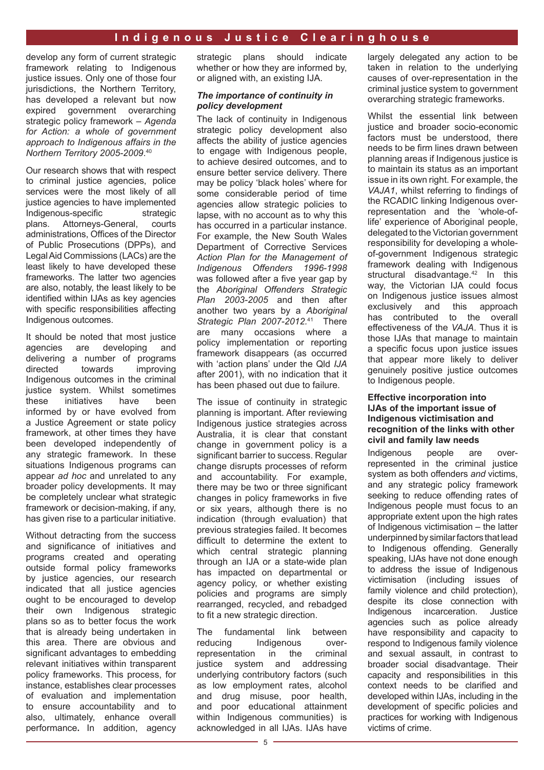develop any form of current strategic framework relating to Indigenous justice issues. Only one of those four jurisdictions, the Northern Territory, has developed a relevant but now expired government overarching strategic policy framework – *Agenda for Action: a whole of government approach to Indigenous affairs in the Northern Territory 2005-2009*.[40]

Our research shows that with respect to criminal justice agencies, police services were the most likely of all justice agencies to have implemented Indigenous-specific strategic plans. Attorneys-General, courts administrations, Offices of the Director of Public Prosecutions (DPPs), and Legal Aid Commissions (LACs) are the least likely to have developed these frameworks. The latter two agencies are also, notably, the least likely to be identified within IJAs as key agencies with specific responsibilities affecting Indigenous outcomes.

It should be noted that most justice agencies are developing and delivering a number of programs directed towards improving Indigenous outcomes in the criminal justice system. Whilst sometimes these initiatives have been informed by or have evolved from a Justice Agreement or state policy framework, at other times they have been developed independently of any strategic framework. In these situations Indigenous programs can appear *ad hoc* and unrelated to any broader policy developments. It may be completely unclear what strategic framework or decision-making, if any, has given rise to a particular initiative.

Without detracting from the success and significance of initiatives and programs created and operating outside formal policy frameworks by justice agencies, our research indicated that all justice agencies ought to be encouraged to develop their own Indigenous strategic plans so as to better focus the work that is already being undertaken in this area. There are obvious and significant advantages to embedding relevant initiatives within transparent policy frameworks. This process, for instance, establishes clear processes of evaluation and implementation to ensure accountability and to also, ultimately, enhance overall performance**.** In addition, agency strategic plans should indicate whether or how they are informed by, or aligned with, an existing IJA.

### *The importance of continuity in policy development*

The lack of continuity in Indigenous strategic policy development also affects the ability of justice agencies to engage with Indigenous people, to achieve desired outcomes, and to ensure better service delivery. There may be policy 'black holes' where for some considerable period of time agencies allow strategic policies to lapse, with no account as to why this has occurred in a particular instance. For example, the New South Wales Department of Corrective Services *Action Plan for the Management of Indigenous Offenders 1996-1998* was followed after a five year gap by the *Aboriginal Offenders Strategic Plan 2003-2005* and then after another two years by a *Aboriginal Strategic Plan 2007-2012*.[41] There are many occasions where a policy implementation or reporting framework disappears (as occurred with 'action plans' under the Qld *IJA* after 2001), with no indication that it has been phased out due to failure.

The issue of continuity in strategic planning is important. After reviewing Indigenous justice strategies across Australia, it is clear that constant change in government policy is a significant barrier to success. Regular change disrupts processes of reform and accountability. For example, there may be two or three significant changes in policy frameworks in five or six years, although there is no indication (through evaluation) that previous strategies failed. It becomes difficult to determine the extent to which central strategic planning through an IJA or a state-wide plan has impacted on departmental or agency policy, or whether existing policies and programs are simply rearranged, recycled, and rebadged to fit a new strategic direction.

The fundamental link between reducing Indigenous over-representation in the criminal justice system and addressing underlying contributory factors (such as low employment rates, alcohol and drug misuse, poor health, and poor educational attainment within Indigenous communities) is acknowledged in all IJAs. IJAs have largely delegated any action to be taken in relation to the underlying causes of over-representation in the criminal justice system to government overarching strategic frameworks.

Whilst the essential link between justice and broader socio-economic factors must be understood, there needs to be firm lines drawn between planning areas if Indigenous justice is to maintain its status as an important issue in its own right. For example, the *VAJA1*, whilst referring to findings of the RCADIC linking Indigenous over-representation and the 'whole-of-life' experience of Aboriginal people, delegated to the Victorian government responsibility for developing a whole-of-government Indigenous strategic framework dealing with Indigenous structural disadvantage.[42] In this way, the Victorian IJA could focus on Indigenous justice issues almost exclusively and this approach has contributed to the overall effectiveness of the *VAJA*. Thus it is those IJAs that manage to maintain a specific focus upon justice issues that appear more likely to deliver genuinely positive justice outcomes to Indigenous people.

### Effective incorporation into IJAs of the important issue of Indigenous victimisation and recognition of the links with other civil and family law needs

Indigenous people are over-represented in the criminal justice system as both offenders *and* victims, and any strategic policy framework seeking to reduce offending rates of Indigenous people must focus to an appropriate extent upon the high rates of Indigenous victimisation – the latter underpinned by similar factors that lead to Indigenous offending. Generally speaking, IJAs have not done enough to address the issue of Indigenous victimisation (including issues of family violence and child protection), despite its close connection with Indigenous incarceration. Justice agencies such as police already have responsibility and capacity to respond to Indigenous family violence and sexual assault, in contrast to broader social disadvantage. Their capacity and responsibilities in this context needs to be clarified and developed within IJAs, including in the development of specific policies and practices for working with Indigenous victims of crime.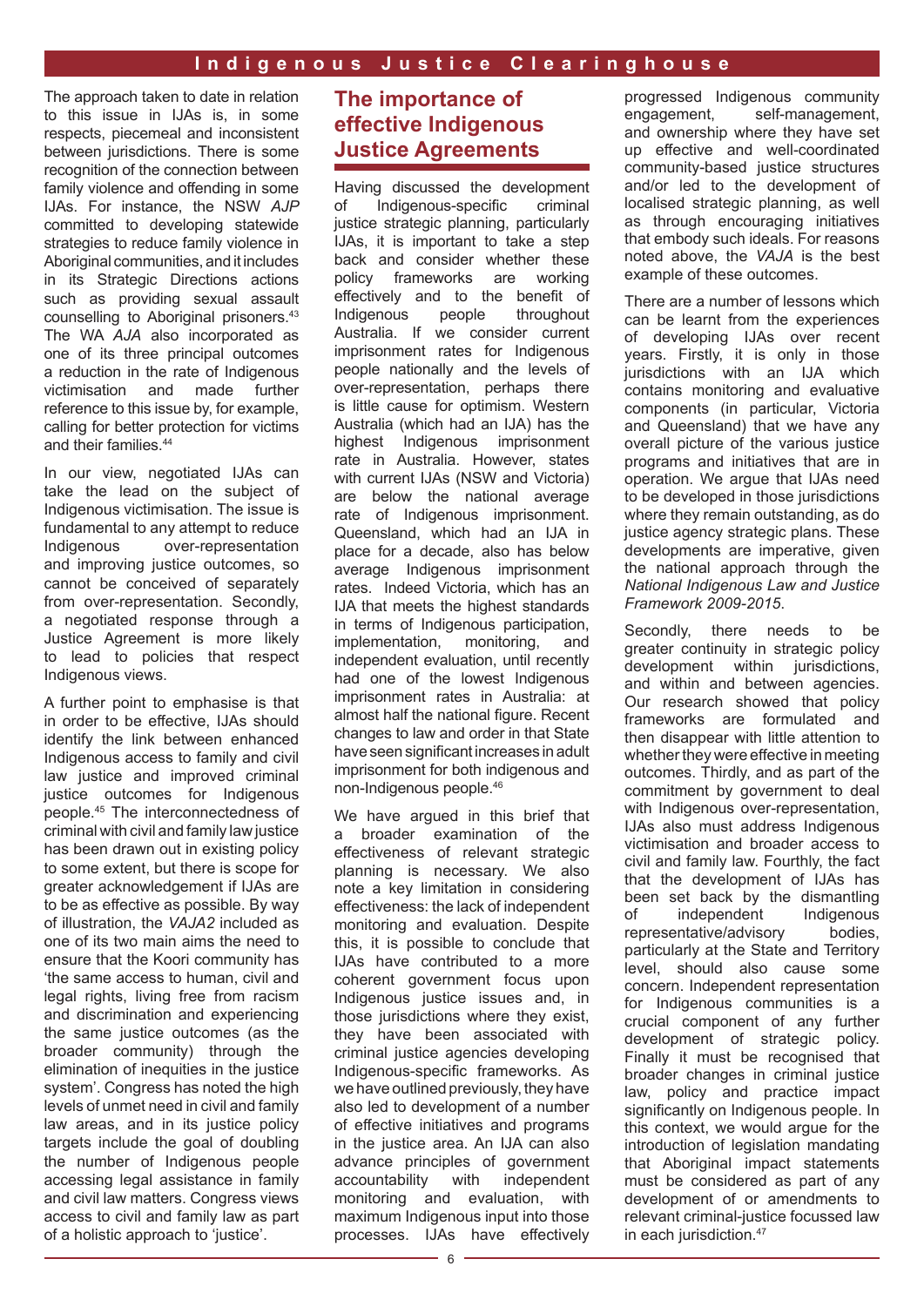The approach taken to date in relation to this issue in IJAs is, in some respects, piecemeal and inconsistent between jurisdictions. There is some recognition of the connection between family violence and offending in some IJAs. For instance, the NSW *AJP* committed to developing statewide strategies to reduce family violence in Aboriginal communities, and it includes in its Strategic Directions actions such as providing sexual assault counselling to Aboriginal prisoners.[43] The WA *AJA* also incorporated as one of its three principal outcomes a reduction in the rate of Indigenous victimisation and made further reference to this issue by, for example, calling for better protection for victims and their families.[44]

In our view, negotiated IJAs can take the lead on the subject of Indigenous victimisation. The issue is fundamental to any attempt to reduce Indigenous over-representation and improving justice outcomes, so cannot be conceived of separately from over-representation. Secondly, a negotiated response through a Justice Agreement is more likely to lead to policies that respect Indigenous views.

A further point to emphasise is that in order to be effective, IJAs should identify the link between enhanced Indigenous access to family and civil law justice and improved criminal justice outcomes for Indigenous people.[45] The interconnectedness of criminal with civil and family law justice has been drawn out in existing policy to some extent, but there is scope for greater acknowledgement if IJAs are to be as effective as possible. By way of illustration, the *VAJA2* included as one of its two main aims the need to ensure that the Koori community has 'the same access to human, civil and legal rights, living free from racism and discrimination and experiencing the same justice outcomes (as the broader community) through the elimination of inequities in the justice system'. Congress has noted the high levels of unmet need in civil and family law areas, and in its justice policy targets include the goal of doubling the number of Indigenous people accessing legal assistance in family and civil law matters. Congress views access to civil and family law as part of a holistic approach to 'justice'.

## The importance of effective Indigenous Justice Agreements

Having discussed the development of Indigenous-specific criminal justice strategic planning, particularly IJAs, it is important to take a step back and consider whether these policy frameworks are working effectively and to the benefit of Indigenous people throughout Australia. If we consider current imprisonment rates for Indigenous people nationally and the levels of over-representation, perhaps there is little cause for optimism. Western Australia (which had an IJA) has the highest Indigenous imprisonment rate in Australia. However, states with current IJAs (NSW and Victoria) are below the national average rate of Indigenous imprisonment. Queensland, which had an IJA in place for a decade, also has below average Indigenous imprisonment rates. Indeed Victoria, which has an IJA that meets the highest standards in terms of Indigenous participation, implementation, monitoring, and independent evaluation, until recently had one of the lowest Indigenous imprisonment rates in Australia: at almost half the national figure. Recent changes to law and order in that State have seen significant increases in adult imprisonment for both indigenous and non-Indigenous people.[46]

We have argued in this brief that a broader examination of the effectiveness of relevant strategic planning is necessary. We also note a key limitation in considering effectiveness: the lack of independent monitoring and evaluation. Despite this, it is possible to conclude that IJAs have contributed to a more coherent government focus upon Indigenous justice issues and, in those jurisdictions where they exist, they have been associated with criminal justice agencies developing Indigenous-specific frameworks. As we have outlined previously, they have also led to development of a number of effective initiatives and programs in the justice area. An IJA can also advance principles of government accountability with independent monitoring and evaluation, with maximum Indigenous input into those processes. IJAs have effectively progressed Indigenous community engagement, self-management, and ownership where they have set up effective and well-coordinated community-based justice structures and/or led to the development of localised strategic planning, as well as through encouraging initiatives that embody such ideals. For reasons noted above, the *VAJA* is the best example of these outcomes.

There are a number of lessons which can be learnt from the experiences of developing IJAs over recent years. Firstly, it is only in those jurisdictions with an IJA which contains monitoring and evaluative components (in particular, Victoria and Queensland) that we have any overall picture of the various justice programs and initiatives that are in operation. We argue that IJAs need to be developed in those jurisdictions where they remain outstanding, as do justice agency strategic plans. These developments are imperative, given the national approach through the *National Indigenous Law and Justice Framework 2009-2015*.

Secondly, there needs to be greater continuity in strategic policy development within jurisdictions, and within and between agencies. Our research showed that policy frameworks are formulated and then disappear with little attention to whether they were effective in meeting outcomes. Thirdly, and as part of the commitment by government to deal with Indigenous over-representation, IJAs also must address Indigenous victimisation and broader access to civil and family law. Fourthly, the fact that the development of IJAs has been set back by the dismantling of independent Indigenous representative/advisory bodies, particularly at the State and Territory level, should also cause some concern. Independent representation for Indigenous communities is a crucial component of any further development of strategic policy. Finally it must be recognised that broader changes in criminal justice law, policy and practice impact significantly on Indigenous people. In this context, we would argue for the introduction of legislation mandating that Aboriginal impact statements must be considered as part of any development of or amendments to relevant criminal-justice focussed law in each jurisdiction.[47]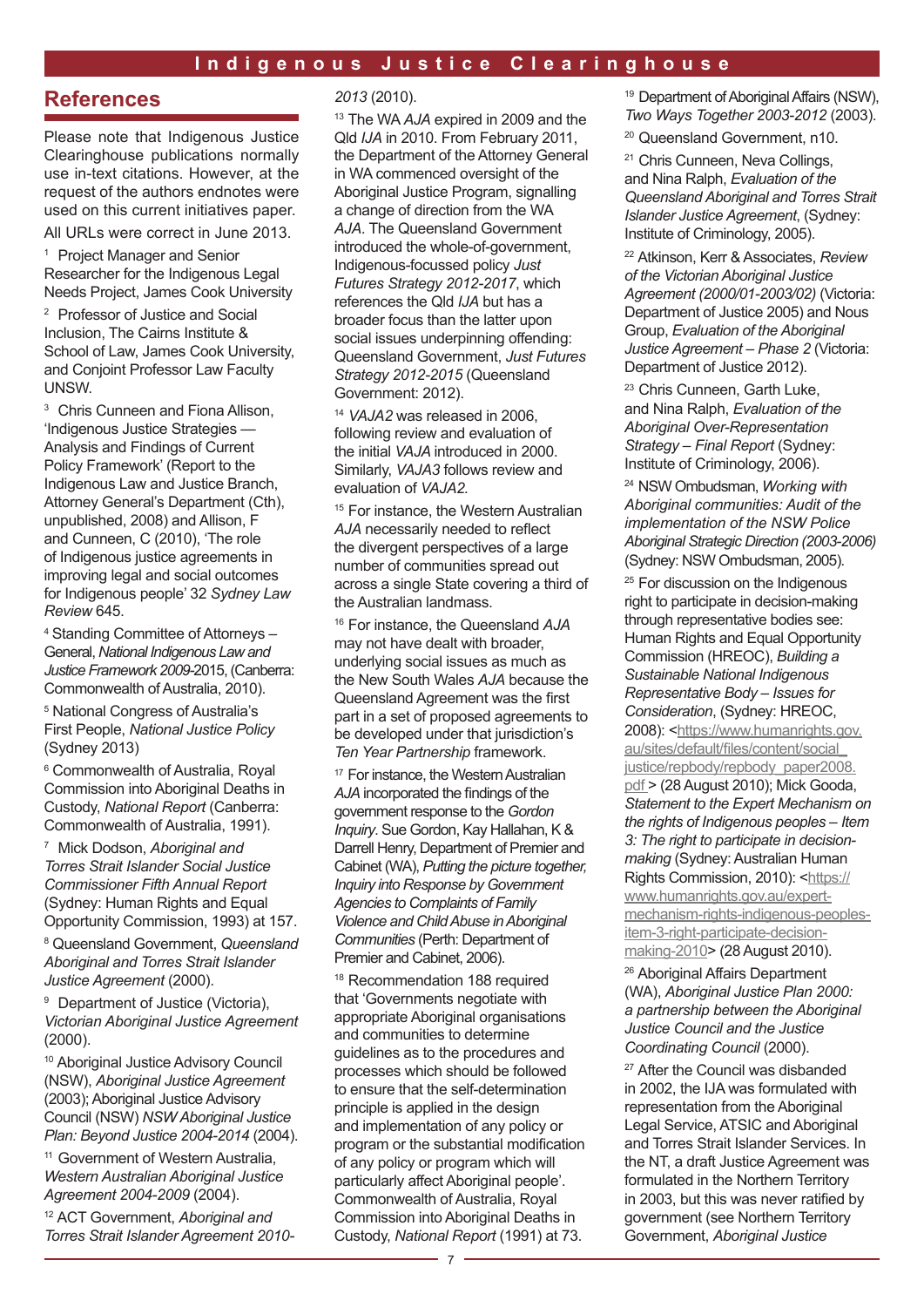## References

Please note that Indigenous Justice Clearinghouse publications normally use in-text citations. However, at the request of the authors endnotes were used on this current initiatives paper.

All URLs were correct in June 2013.

[1] Project Manager and Senior Researcher for the Indigenous Legal Needs Project, James Cook University

[2] Professor of Justice and Social Inclusion, The Cairns Institute & School of Law, James Cook University, and Conjoint Professor Law Faculty UNSW.

[3] Chris Cunneen and Fiona Allison, 'Indigenous Justice Strategies — Analysis and Findings of Current Policy Framework' (Report to the Indigenous Law and Justice Branch, Attorney General's Department (Cth), unpublished, 2008) and Allison, F and Cunneen, C (2010), 'The role of Indigenous justice agreements in improving legal and social outcomes for Indigenous people' 32 *Sydney Law Review* 645.

[4] Standing Committee of Attorneys – General, *National Indigenous Law and Justice Framework 2009*-2015, (Canberra: Commonwealth of Australia, 2010).

[5] National Congress of Australia's First People, *National Justice Policy* (Sydney 2013)

[6] Commonwealth of Australia, Royal Commission into Aboriginal Deaths in Custody, *National Report* (Canberra: Commonwealth of Australia, 1991).

[7] Mick Dodson, *Aboriginal and Torres Strait Islander Social Justice Commissioner Fifth Annual Report* (Sydney: Human Rights and Equal Opportunity Commission, 1993) at 157.

[8] Queensland Government, *Queensland Aboriginal and Torres Strait Islander Justice Agreement* (2000).

[9] Department of Justice (Victoria), *Victorian Aboriginal Justice Agreement* (2000).

[10] Aboriginal Justice Advisory Council (NSW), *Aboriginal Justice Agreement* (2003); Aboriginal Justice Advisory Council (NSW) *NSW Aboriginal Justice Plan: Beyond Justice 2004-2014* (2004).

[11] Government of Western Australia, *Western Australian Aboriginal Justice Agreement 2004-2009* (2004).

[12] ACT Government, *Aboriginal and Torres Strait Islander Agreement 2010-2013* (2010).

[13] The WA *AJA* expired in 2009 and the Qld *IJA* in 2010. From February 2011, the Department of the Attorney General in WA commenced oversight of the Aboriginal Justice Program, signalling a change of direction from the WA *AJA*. The Queensland Government introduced the whole-of-government, Indigenous-focussed policy *Just Futures Strategy 2012-2017*, which references the Qld *IJA* but has a broader focus than the latter upon social issues underpinning offending: Queensland Government, *Just Futures Strategy 2012-2015* (Queensland Government: 2012).

[14] *VAJA2* was released in 2006, following review and evaluation of the initial *VAJA* introduced in 2000. Similarly, *VAJA3* follows review and evaluation of *VAJA2.*

[15] For instance, the Western Australian *AJA* necessarily needed to reflect the divergent perspectives of a large number of communities spread out across a single State covering a third of the Australian landmass.

[16] For instance, the Queensland *AJA* may not have dealt with broader, underlying social issues as much as the New South Wales *AJA* because the Queensland Agreement was the first part in a set of proposed agreements to be developed under that jurisdiction's *Ten Year Partnership* framework.

[17] For instance, the Western Australian *AJA* incorporated the findings of the government response to the *Gordon Inquiry*. Sue Gordon, Kay Hallahan, K & Darrell Henry, Department of Premier and Cabinet (WA), *Putting the picture together, Inquiry into Response by Government Agencies to Complaints of Family Violence and Child Abuse in Aboriginal Communities* (Perth: Department of Premier and Cabinet, 2006).

[18] Recommendation 188 required that 'Governments negotiate with appropriate Aboriginal organisations and communities to determine guidelines as to the procedures and processes which should be followed to ensure that the self-determination principle is applied in the design and implementation of any policy or program or the substantial modification of any policy or program which will particularly affect Aboriginal people'. Commonwealth of Australia, Royal Commission into Aboriginal Deaths in Custody, *National Report* (1991) at 73.

[19] Department of Aboriginal Affairs (NSW), *Two Ways Together 2003-2012* (2003).

[20] Queensland Government, n10.

[21] Chris Cunneen, Neva Collings, and Nina Ralph, *Evaluation of the Queensland Aboriginal and Torres Strait Islander Justice Agreement*, (Sydney: Institute of Criminology, 2005).

[22] Atkinson, Kerr & Associates, *Review of the Victorian Aboriginal Justice Agreement (2000/01-2003/02)* (Victoria: Department of Justice 2005) and Nous Group, *Evaluation of the Aboriginal Justice Agreement – Phase 2* (Victoria: Department of Justice 2012).

[23] Chris Cunneen, Garth Luke, and Nina Ralph, *Evaluation of the Aboriginal Over-Representation Strategy – Final Report* (Sydney: Institute of Criminology, 2006).

[24] NSW Ombudsman, *Working with Aboriginal communities: Audit of the implementation of the NSW Police Aboriginal Strategic Direction (2003-2006)* (Sydney: NSW Ombudsman, 2005).

[25] For discussion on the Indigenous right to participate in decision-making through representative bodies see: Human Rights and Equal Opportunity Commission (HREOC), *Building a Sustainable National Indigenous Representative Body – Issues for Consideration*, (Sydney: HREOC, 2008): <https://www.humanrights.gov.au/sites/default/files/content/social_justice/repbody/repbody_paper2008.pdf > (28 August 2010); Mick Gooda, *Statement to the Expert Mechanism on the rights of Indigenous peoples – Item 3: The right to participate in decision-making* (Sydney: Australian Human Rights Commission, 2010): <https://www.humanrights.gov.au/expert-mechanism-rights-indigenous-peoples-item-3-right-participate-decision-making-2010> (28 August 2010).

[26] Aboriginal Affairs Department (WA), *Aboriginal Justice Plan 2000: a partnership between the Aboriginal Justice Council and the Justice Coordinating Council* (2000).

[27] After the Council was disbanded in 2002, the IJA was formulated with representation from the Aboriginal Legal Service, ATSIC and Aboriginal and Torres Strait Islander Services. In the NT, a draft Justice Agreement was formulated in the Northern Territory in 2003, but this was never ratified by government (see Northern Territory Government, *Aboriginal Justice*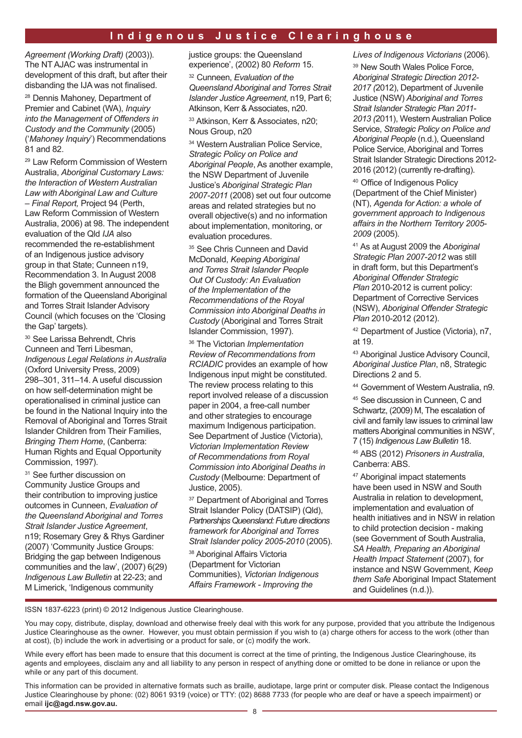*Agreement (Working Draft)* (2003)). The NT AJAC was instrumental in development of this draft, but after their disbanding the IJA was not finalised.

[28] Dennis Mahoney, Department of Premier and Cabinet (WA), *Inquiry into the Management of Offenders in Custody and the Community* (2005) ('*Mahoney Inquiry*') Recommendations 81 and 82.

[29] Law Reform Commission of Western Australia, *Aboriginal Customary Laws: the Interaction of Western Australian Law with Aboriginal Law and Culture – Final Report,* Project 94 (Perth, Law Reform Commission of Western Australia, 2006) at 98. The independent evaluation of the Qld *IJA* also recommended the re-establishment of an Indigenous justice advisory group in that State; Cunneen n19, Recommendation 3. In August 2008 the Bligh government announced the formation of the Queensland Aboriginal and Torres Strait Islander Advisory Council (which focuses on the 'Closing the Gap' targets).

[30] See Larissa Behrendt, Chris Cunneen and Terri Libesman, *Indigenous Legal Relations in Australia* (Oxford University Press, 2009) 298–301, 311–14. A useful discussion on how self-determination might be operationalised in criminal justice can be found in the National Inquiry into the Removal of Aboriginal and Torres Strait Islander Children from Their Families, *Bringing Them Home*, (Canberra: Human Rights and Equal Opportunity Commission, 1997).

[31] See further discussion on Community Justice Groups and their contribution to improving justice outcomes in Cunneen, *Evaluation of the Queensland Aboriginal and Torres Strait Islander Justice Agreement*, n19; Rosemary Grey & Rhys Gardiner (2007) 'Community Justice Groups: Bridging the gap between Indigenous communities and the law', (2007) 6(29) *Indigenous Law Bulletin* at 22-23; and M Limerick, 'Indigenous community justice groups: the Queensland experience', (2002) 80 *Reform* 15.

[32] Cunneen, *Evaluation of the Queensland Aboriginal and Torres Strait Islander Justice Agreement*, n19, Part 6; Atkinson, Kerr & Associates, n20.

[33] Atkinson, Kerr & Associates, n20; Nous Group, n20

[34] Western Australian Police Service, *Strategic Policy on Police and Aboriginal People*, As another example, the NSW Department of Juvenile Justice's *Aboriginal Strategic Plan 2007-2011* (2008) set out four outcome areas and related strategies but no overall objective(s) and no information about implementation, monitoring, or evaluation procedures.

[35] See Chris Cunneen and David McDonald, *Keeping Aboriginal and Torres Strait Islander People Out Of Custody: An Evaluation of the Implementation of the Recommendations of the Royal Commission into Aboriginal Deaths in Custody* (Aboriginal and Torres Strait Islander Commission, 1997).

[36] The Victorian *Implementation Review of Recommendations from RCIADIC* provides an example of how Indigenous input might be constituted. The review process relating to this report involved release of a discussion paper in 2004, a free-call number and other strategies to encourage maximum Indigenous participation. See Department of Justice (Victoria), *Victorian Implementation Review of Recommendations from Royal Commission into Aboriginal Deaths in Custody* (Melbourne: Department of Justice, 2005).

[37] Department of Aboriginal and Torres Strait Islander Policy (DATSIP) (Qld), *Partnerships Queensland: Future directions framework for Aboriginal and Torres Strait Islander policy 2005-2010* (2005).

[38] Aboriginal Affairs Victoria (Department for Victorian Communities), *Victorian Indigenous Affairs Framework - Improving the Lives of Indigenous Victorians* (2006).

[39] New South Wales Police Force, *Aboriginal Strategic Direction 2012-2017 (*2012), Department of Juvenile Justice (NSW) *Aboriginal and Torres Strait Islander Strategic Plan 2011-2013 (*2011), Western Australian Police Service, *Strategic Policy on Police and Aboriginal People* (n.d.), Queensland Police Service, Aboriginal and Torres Strait Islander Strategic Directions 2012-2016 (2012) (currently re-drafting).

[40] Office of Indigenous Policy (Department of the Chief Minister) (NT), *Agenda for Action: a whole of government approach to Indigenous affairs in the Northern Territory 2005-2009* (2005).

[41] As at August 2009 the *Aboriginal Strategic Plan 2007-2012* was still in draft form, but this Department's *Aboriginal Offender Strategic Plan* 2010-2012 is current policy: Department of Corrective Services (NSW), *Aboriginal Offender Strategic Plan* 2010-2012 (2012).

[42] Department of Justice (Victoria), n7, at 19.

[43] Aboriginal Justice Advisory Council, *Aboriginal Justice Plan*, n8, Strategic Directions 2 and 5.

[44] Government of Western Australia, n9.

[45] See discussion in Cunneen, C and Schwartz, (2009) M, The escalation of civil and family law issues to criminal law matters Aboriginal communities in NSW', 7 (15) *Indigenous Law Bulletin* 18.

[46] ABS (2012) *Prisoners in Australia*, Canberra: ABS.

[47] Aboriginal impact statements have been used in NSW and South Australia in relation to development, implementation and evaluation of health initiatives and in NSW in relation to child protection decision - making (see Government of South Australia, *SA Health, Preparing an Aboriginal Health Impact Statement* (2007), for instance and NSW Government, *Keep them Safe* Aboriginal Impact Statement and Guidelines (n.d.)).

---

ISSN 1837-6223 (print) © 2012 Indigenous Justice Clearinghouse.

You may copy, distribute, display, download and otherwise freely deal with this work for any purpose, provided that you attribute the Indigenous Justice Clearinghouse as the owner. However, you must obtain permission if you wish to (a) charge others for access to the work (other than at cost), (b) include the work in advertising or a product for sale, or (c) modify the work.

While every effort has been made to ensure that this document is correct at the time of printing, the Indigenous Justice Clearinghouse, its agents and employees, disclaim any and all liability to any person in respect of anything done or omitted to be done in reliance or upon the while or any part of this document.

This information can be provided in alternative formats such as braille, audiotape, large print or computer disk. Please contact the Indigenous Justice Clearinghouse by phone: (02) 8061 9319 (voice) or TTY: (02) 8688 7733 (for people who are deaf or have a speech impairment) or email **ijc@agd.nsw.gov.au.**